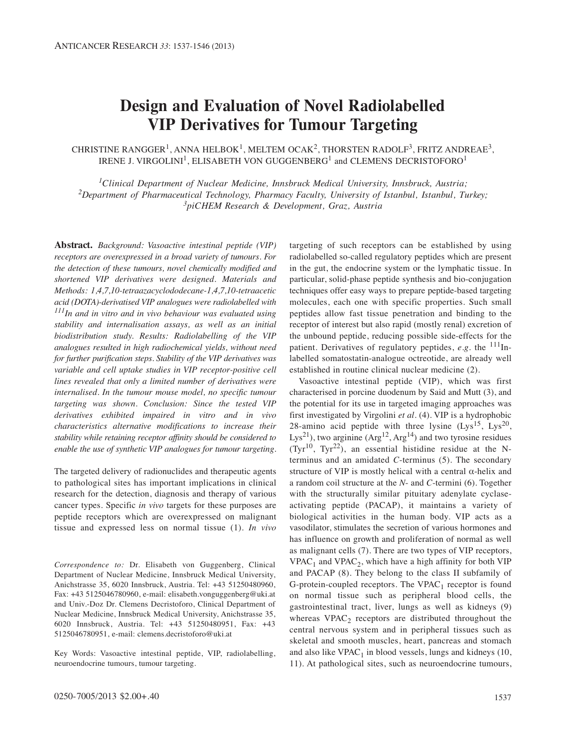# Design and Evaluation of Novel Radiolabelled VIP Derivatives for Tumour Targeting

CHRISTINE RANGGER[1], ANNA HELBOK[1], MELTEM OCAK[2], THORSTEN RADOLF[3], FRITZ ANDREAE[3], IRENE J. VIRGOLINI[1], ELISABETH VON GUGGENBERG[1] and CLEMENS DECRISTOFORO[1]

[1]*Clinical Department of Nuclear Medicine, Innsbruck Medical University, Innsbruck, Austria;*
[2]*Department of Pharmaceutical Technology, Pharmacy Faculty, University of Istanbul, Istanbul, Turkey;*
[3]*piCHEM Research & Development, Graz, Austria*

**Abstract.** *Background: Vasoactive intestinal peptide (VIP) receptors are overexpressed in a broad variety of tumours. For the detection of these tumours, novel chemically modified and shortened VIP derivatives were designed. Materials and Methods: 1,4,7,10-tetraazacyclododecane-1,4,7,10-tetraacetic acid (DOTA)-derivatised VIP analogues were radiolabelled with $^{111}$In and in vitro and in vivo behaviour was evaluated using stability and internalisation assays, as well as an initial biodistribution study. Results: Radiolabelling of the VIP analogues resulted in high radiochemical yields, without need for further purification steps. Stability of the VIP derivatives was variable and cell uptake studies in VIP receptor-positive cell lines revealed that only a limited number of derivatives were internalised. In the tumour mouse model, no specific tumour targeting was shown. Conclusion: Since the tested VIP derivatives exhibited impaired in vitro and in vivo characteristics alternative modifications to increase their stability while retaining receptor affinity should be considered to enable the use of synthetic VIP analogues for tumour targeting.*

The targeted delivery of radionuclides and therapeutic agents to pathological sites has important implications in clinical research for the detection, diagnosis and therapy of various cancer types. Specific *in vivo* targets for these purposes are peptide receptors which are overexpressed on malignant tissue and expressed less on normal tissue (1). *In vivo* targeting of such receptors can be established by using radiolabelled so-called regulatory peptides which are present in the gut, the endocrine system or the lymphatic tissue. In particular, solid-phase peptide synthesis and bio-conjugation techniques offer easy ways to prepare peptide-based targeting molecules, each one with specific properties. Such small peptides allow fast tissue penetration and binding to the receptor of interest but also rapid (mostly renal) excretion of the unbound peptide, reducing possible side-effects for the patient. Derivatives of regulatory peptides, *e.g.* the $^{111}$In-labelled somatostatin-analogue octreotide, are already well established in routine clinical nuclear medicine (2).

Vasoactive intestinal peptide (VIP), which was first characterised in porcine duodenum by Said and Mutt (3), and the potential for its use in targeted imaging approaches was first investigated by Virgolini *et al.* (4). VIP is a hydrophobic 28-amino acid peptide with three lysine ($Lys^{15}$, $Lys^{20}$, $Lys^{21}$), two arginine ($Arg^{12}$, $Arg^{14}$) and two tyrosine residues ($Tyr^{10}$, $Tyr^{22}$), an essential histidine residue at the *N*-terminus and an amidated *C*-terminus (5). The secondary structure of VIP is mostly helical with a central α-helix and a random coil structure at the *N*- and *C*-termini (6). Together with the structurally similar pituitary adenylate cyclase-activating peptide (PACAP), it maintains a variety of biological activities in the human body. VIP acts as a vasodilator, stimulates the secretion of various hormones and has influence on growth and proliferation of normal as well as malignant cells (7). There are two types of VIP receptors, $VPAC_1$ and $VPAC_2$, which have a high affinity for both VIP and PACAP (8). They belong to the class II subfamily of G-protein-coupled receptors. The $VPAC_1$ receptor is found on normal tissue such as peripheral blood cells, the gastrointestinal tract, liver, lungs as well as kidneys (9) whereas $VPAC_2$ receptors are distributed throughout the central nervous system and in peripheral tissues such as skeletal and smooth muscles, heart, pancreas and stomach and also like $VPAC_1$ in blood vessels, lungs and kidneys (10, 11). At pathological sites, such as neuroendocrine tumours,

*Correspondence to:* Dr. Elisabeth von Guggenberg, Clinical Department of Nuclear Medicine, Innsbruck Medical University, Anichstrasse 35, 6020 Innsbruck, Austria. Tel: +43 51250480960, Fax: +43 5125046780960, e-mail: elisabeth.vonguggenberg@uki.at and Univ.-Doz Dr. Clemens Decristoforo, Clinical Department of Nuclear Medicine, Innsbruck Medical University, Anichstrasse 35, 6020 Innsbruck, Austria. Tel: +43 51250480951, Fax: +43 5125046780951, e-mail: clemens.decristoforo@uki.at

Key Words: Vasoactive intestinal peptide, VIP, radiolabelling, neuroendocrine tumours, tumour targeting.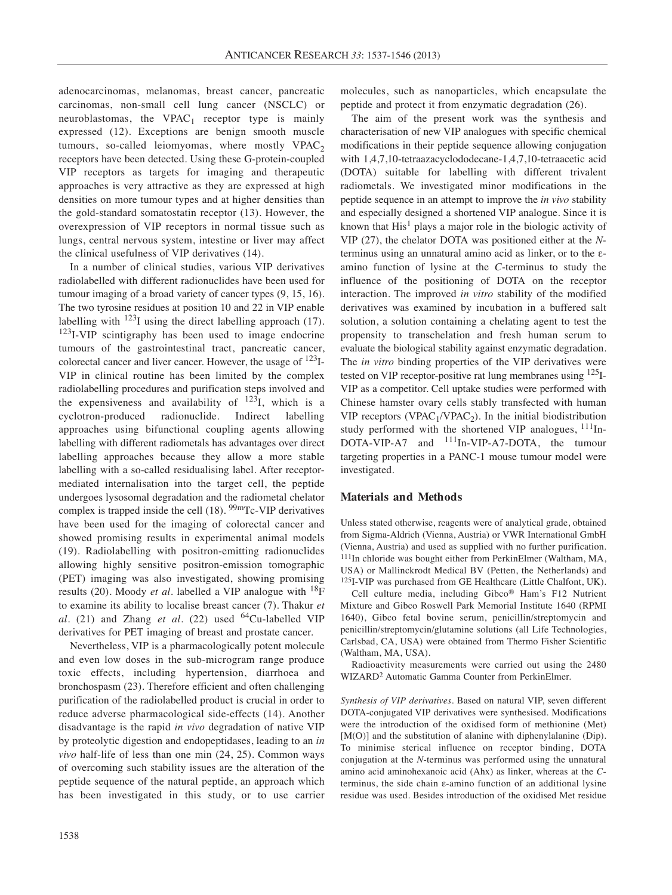adenocarcinomas, melanomas, breast cancer, pancreatic carcinomas, non-small cell lung cancer (NSCLC) or neuroblastomas, the $VPAC_1$ receptor type is mainly expressed (12). Exceptions are benign smooth muscle tumours, so-called leiomyomas, where mostly $VPAC_2$ receptors have been detected. Using these G-protein-coupled VIP receptors as targets for imaging and therapeutic approaches is very attractive as they are expressed at high densities on more tumour types and at higher densities than the gold-standard somatostatin receptor (13). However, the overexpression of VIP receptors in normal tissue such as lungs, central nervous system, intestine or liver may affect the clinical usefulness of VIP derivatives (14).

In a number of clinical studies, various VIP derivatives radiolabelled with different radionuclides have been used for tumour imaging of a broad variety of cancer types (9, 15, 16). The two tyrosine residues at position 10 and 22 in VIP enable labelling with $^{123}$I using the direct labelling approach (17). $^{123}$I-VIP scintigraphy has been used to image endocrine tumours of the gastrointestinal tract, pancreatic cancer, colorectal cancer and liver cancer. However, the usage of $^{123}$I-VIP in clinical routine has been limited by the complex radiolabelling procedures and purification steps involved and the expensiveness and availability of $^{123}$I, which is a cyclotron-produced radionuclide. Indirect labelling approaches using bifunctional coupling agents allowing labelling with different radiometals has advantages over direct labelling approaches because they allow a more stable labelling with a so-called residualising label. After receptor-mediated internalisation into the target cell, the peptide undergoes lysosomal degradation and the radiometal chelator complex is trapped inside the cell (18). $^{99m}$Tc-VIP derivatives have been used for the imaging of colorectal cancer and showed promising results in experimental animal models (19). Radiolabelling with positron-emitting radionuclides allowing highly sensitive positron-emission tomographic (PET) imaging was also investigated, showing promising results (20). Moody *et al*. labelled a VIP analogue with $^{18}$F to examine its ability to localise breast cancer (7). Thakur *et al*. (21) and Zhang *et al*. (22) used $^{64}$Cu-labelled VIP derivatives for PET imaging of breast and prostate cancer.

Nevertheless, VIP is a pharmacologically potent molecule and even low doses in the sub-microgram range produce toxic effects, including hypertension, diarrhoea and bronchospasm (23). Therefore efficient and often challenging purification of the radiolabelled product is crucial in order to reduce adverse pharmacological side-effects (14). Another disadvantage is the rapid *in vivo* degradation of native VIP by proteolytic digestion and endopeptidases, leading to an *in vivo* half-life of less than one min (24, 25). Common ways of overcoming such stability issues are the alteration of the peptide sequence of the natural peptide, an approach which has been investigated in this study, or to use carrier molecules, such as nanoparticles, which encapsulate the peptide and protect it from enzymatic degradation (26).

The aim of the present work was the synthesis and characterisation of new VIP analogues with specific chemical modifications in their peptide sequence allowing conjugation with 1,4,7,10-tetraazacyclododecane-1,4,7,10-tetraacetic acid (DOTA) suitable for labelling with different trivalent radiometals. We investigated minor modifications in the peptide sequence in an attempt to improve the *in vivo* stability and especially designed a shortened VIP analogue. Since it is known that His[1] plays a major role in the biologic activity of VIP (27), the chelator DOTA was positioned either at the *N*-terminus using an unnatural amino acid as linker, or to the ε-amino function of lysine at the *C*-terminus to study the influence of the positioning of DOTA on the receptor interaction. The improved *in vitro* stability of the modified derivatives was examined by incubation in a buffered salt solution, a solution containing a chelating agent to test the propensity to transchelation and fresh human serum to evaluate the biological stability against enzymatic degradation. The *in vitro* binding properties of the VIP derivatives were tested on VIP receptor-positive rat lung membranes using $^{125}$I-VIP as a competitor. Cell uptake studies were performed with Chinese hamster ovary cells stably transfected with human VIP receptors ($VPAC_1$/$VPAC_2$). In the initial biodistribution study performed with the shortened VIP analogues, $^{111}$In-DOTA-VIP-A7 and $^{111}$In-VIP-A7-DOTA, the tumour targeting properties in a PANC-1 mouse tumour model were investigated.

## Materials and Methods

Unless stated otherwise, reagents were of analytical grade, obtained from Sigma-Aldrich (Vienna, Austria) or VWR International GmbH (Vienna, Austria) and used as supplied with no further purification. $^{111}$In chloride was bought either from PerkinElmer (Waltham, MA, USA) or Mallinckrodt Medical BV (Petten, the Netherlands) and $^{125}$I-VIP was purchased from GE Healthcare (Little Chalfont, UK).

Cell culture media, including Gibco® Ham's F12 Nutrient Mixture and Gibco Roswell Park Memorial Institute 1640 (RPMI 1640), Gibco fetal bovine serum, penicillin/streptomycin and penicillin/streptomycin/glutamine solutions (all Life Technologies, Carlsbad, CA, USA) were obtained from Thermo Fisher Scientific (Waltham, MA, USA).

Radioactivity measurements were carried out using the 2480 WIZARD[2] Automatic Gamma Counter from PerkinElmer.

*Synthesis of VIP derivatives*. Based on natural VIP, seven different DOTA-conjugated VIP derivatives were synthesised. Modifications were the introduction of the oxidised form of methionine (Met) [M(O)] and the substitution of alanine with diphenylalanine (Dip). To minimise sterical influence on receptor binding, DOTA conjugation at the *N*-terminus was performed using the unnatural amino acid aminohexanoic acid (Ahx) as linker, whereas at the *C*-terminus, the side chain ε-amino function of an additional lysine residue was used. Besides introduction of the oxidised Met residue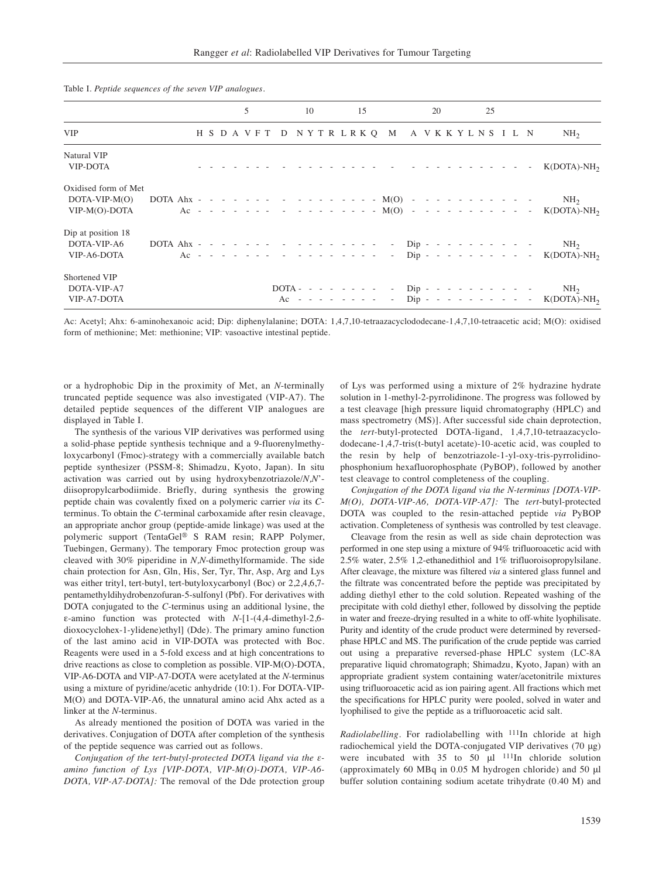Table I. *Peptide sequences of the seven VIP analogues.*

| | | 1–7 (5) | 8 | 9–15 (10, 15) | 16 | 17 | 18 | 19–28 (20, 25) | C-term |
|---|---|---|---|---|---|---|---|---|---|
| VIP | | H S D A V F T | D | N Y T R L R K Q | M | | A | V K K Y L N S I L N | $NH_2$ |
| Natural VIP | | | | | | | | | |
| VIP-DOTA | | - - - - - - - | - | - - - - - - - - | - | | - | - - - - - - - - - - | K(DOTA)-$NH_2$ |
| Oxidised form of Met | | | | | | | | | |
| DOTA-VIP-M(O) | DOTA Ahx | - - - - - - - | - | - - - - - - - - | M(O) | | - | - - - - - - - - - - | $NH_2$ |
| VIP-M(O)-DOTA | Ac | - - - - - - - | - | - - - - - - - - | M(O) | | - | - - - - - - - - - - | K(DOTA)-$NH_2$ |
| Dip at position 18 | | | | | | | | | |
| DOTA-VIP-A6 | DOTA Ahx | - - - - - - - | - | - - - - - - - - | - | | Dip | - - - - - - - - - - | $NH_2$ |
| VIP-A6-DOTA | Ac | - - - - - - - | - | - - - - - - - - | - | | Dip | - - - - - - - - - - | K(DOTA)-$NH_2$ |
| Shortened VIP | | | | | | | | | |
| DOTA-VIP-A7 | | | DOTA | - - - - - - - - | - | | Dip | - - - - - - - - - - | $NH_2$ |
| VIP-A7-DOTA | | | Ac | - - - - - - - - | - | | Dip | - - - - - - - - - - | K(DOTA)-$NH_2$ |

Ac: Acetyl; Ahx: 6-aminohexanoic acid; Dip: diphenylalanine; DOTA: 1,4,7,10-tetraazacyclododecane-1,4,7,10-tetraacetic acid; M(O): oxidised form of methionine; Met: methionine; VIP: vasoactive intestinal peptide.

or a hydrophobic Dip in the proximity of Met, an *N*-terminally truncated peptide sequence was also investigated (VIP-A7). The detailed peptide sequences of the different VIP analogues are displayed in Table I.

The synthesis of the various VIP derivatives was performed using a solid-phase peptide synthesis technique and a 9-fluorenylmethyloxycarbonyl (Fmoc)-strategy with a commercially available batch peptide synthesizer (PSSM-8; Shimadzu, Kyoto, Japan). In situ activation was carried out by using hydroxybenzotriazole/*N*,*N*'-diisopropylcarbodiimide. Briefly, during synthesis the growing peptide chain was covalently fixed on a polymeric carrier *via* its *C*-terminus. To obtain the *C*-terminal carboxamide after resin cleavage, an appropriate anchor group (peptide-amide linkage) was used at the polymeric support (TentaGel® S RAM resin; RAPP Polymer, Tuebingen, Germany). The temporary Fmoc protection group was cleaved with 30% piperidine in *N*,*N*-dimethylformamide. The side chain protection for Asn, Gln, His, Ser, Tyr, Thr, Asp, Arg and Lys was either trityl, tert-butyl, tert-butyloxycarbonyl (Boc) or 2,2,4,6,7-pentamethyldihydrobenzofuran-5-sulfonyl (Pbf). For derivatives with DOTA conjugated to the *C*-terminus using an additional lysine, the ε-amino function was protected with *N*-[1-(4,4-dimethyl-2,6-dioxocyclohex-1-ylidene)ethyl] (Dde). The primary amino function of the last amino acid in VIP-DOTA was protected with Boc. Reagents were used in a 5-fold excess and at high concentrations to drive reactions as close to completion as possible. VIP-M(O)-DOTA, VIP-A6-DOTA and VIP-A7-DOTA were acetylated at the *N*-terminus using a mixture of pyridine/acetic anhydride (10:1). For DOTA-VIP-M(O) and DOTA-VIP-A6, the unnatural amino acid Ahx acted as a linker at the *N*-terminus.

As already mentioned the position of DOTA was varied in the derivatives. Conjugation of DOTA after completion of the synthesis of the peptide sequence was carried out as follows.

*Conjugation of the tert-butyl-protected DOTA ligand via the ε-amino function of Lys [VIP-DOTA, VIP-M(O)-DOTA, VIP-A6-DOTA, VIP-A7-DOTA]:* The removal of the Dde protection group of Lys was performed using a mixture of 2% hydrazine hydrate solution in 1-methyl-2-pyrrolidinone. The progress was followed by a test cleavage [high pressure liquid chromatography (HPLC) and mass spectrometry (MS)]. After successful side chain deprotection, the *tert*-butyl-protected DOTA-ligand, 1,4,7,10-tetraazacyclododecane-1,4,7-tris(t-butyl acetate)-10-acetic acid, was coupled to the resin by help of benzotriazole-1-yl-oxy-tris-pyrrolidinophosphonium hexafluorophosphate (PyBOP), followed by another test cleavage to control completeness of the coupling.

*Conjugation of the DOTA ligand via the N-terminus [DOTA-VIP-M(O), DOTA-VIP-A6, DOTA-VIP-A7]:* The *tert*-butyl-protected DOTA was coupled to the resin-attached peptide *via* PyBOP activation. Completeness of synthesis was controlled by test cleavage.

Cleavage from the resin as well as side chain deprotection was performed in one step using a mixture of 94% trifluoroacetic acid with 2.5% water, 2.5% 1,2-ethanedithiol and 1% trifluoroisopropylsilane. After cleavage, the mixture was filtered *via* a sintered glass funnel and the filtrate was concentrated before the peptide was precipitated by adding diethyl ether to the cold solution. Repeated washing of the precipitate with cold diethyl ether, followed by dissolving the peptide in water and freeze-drying resulted in a white to off-white lyophilisate. Purity and identity of the crude product were determined by reversed-phase HPLC and MS. The purification of the crude peptide was carried out using a preparative reversed-phase HPLC system (LC-8A preparative liquid chromatograph; Shimadzu, Kyoto, Japan) with an appropriate gradient system containing water/acetonitrile mixtures using trifluoroacetic acid as ion pairing agent. All fractions which met the specifications for HPLC purity were pooled, solved in water and lyophilised to give the peptide as a trifluoroacetic acid salt.

*Radiolabelling.* For radiolabelling with $^{111}$In chloride at high radiochemical yield the DOTA-conjugated VIP derivatives (70 μg) were incubated with 35 to 50 μl $^{111}$In chloride solution (approximately 60 MBq in 0.05 M hydrogen chloride) and 50 μl buffer solution containing sodium acetate trihydrate (0.40 M) and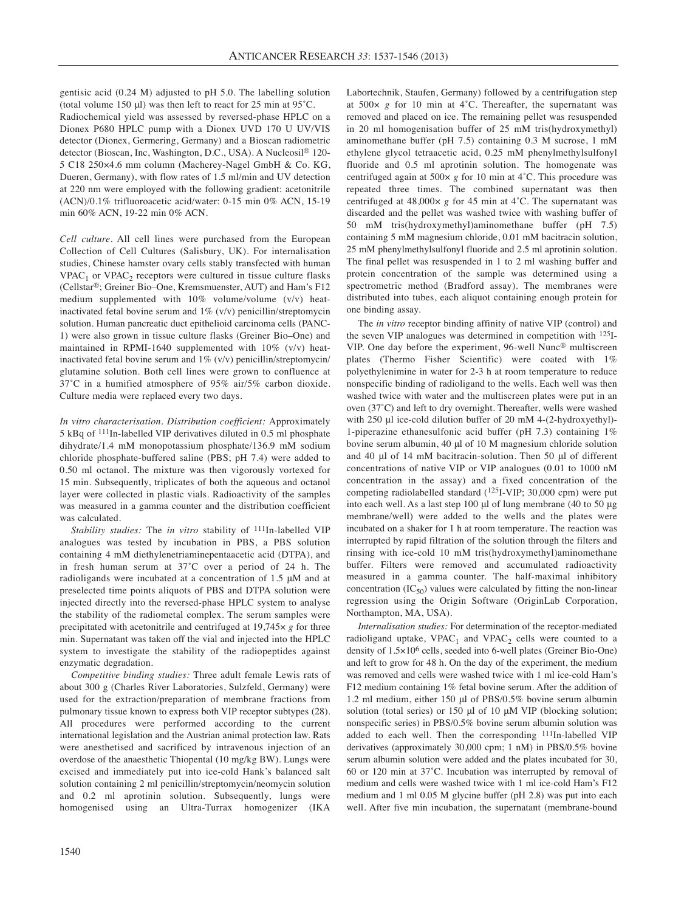gentisic acid (0.24 M) adjusted to pH 5.0. The labelling solution (total volume 150 µl) was then left to react for 25 min at 95˚C. Radiochemical yield was assessed by reversed-phase HPLC on a Dionex P680 HPLC pump with a Dionex UVD 170 U UV/VIS detector (Dionex, Germering, Germany) and a Bioscan radiometric detector (Bioscan, Inc, Washington, D.C., USA). A Nucleosil® 120-5 C18 250×4.6 mm column (Macherey-Nagel GmbH & Co. KG, Dueren, Germany), with flow rates of 1.5 ml/min and UV detection at 220 nm were employed with the following gradient: acetonitrile (ACN)/0.1% trifluoroacetic acid/water: 0-15 min 0% ACN, 15-19 min 60% ACN, 19-22 min 0% ACN.

*Cell culture.* All cell lines were purchased from the European Collection of Cell Cultures (Salisbury, UK). For internalisation studies, Chinese hamster ovary cells stably transfected with human $VPAC_1$ or $VPAC_2$ receptors were cultured in tissue culture flasks (Cellstar®; Greiner Bio–One, Kremsmuenster, AUT) and Ham's F12 medium supplemented with 10% volume/volume (v/v) heat-inactivated fetal bovine serum and 1% (v/v) penicillin/streptomycin solution. Human pancreatic duct epithelioid carcinoma cells (PANC-1) were also grown in tissue culture flasks (Greiner Bio–One) and maintained in RPMI-1640 supplemented with 10% (v/v) heat-inactivated fetal bovine serum and 1% (v/v) penicillin/streptomycin/glutamine solution. Both cell lines were grown to confluence at 37˚C in a humified atmosphere of 95% air/5% carbon dioxide. Culture media were replaced every two days.

*In vitro characterisation. Distribution coefficient:* Approximately 5 kBq of $^{111}$In-labelled VIP derivatives diluted in 0.5 ml phosphate dihydrate/1.4 mM monopotassium phosphate/136.9 mM sodium chloride phosphate-buffered saline (PBS; pH 7.4) were added to 0.50 ml octanol. The mixture was then vigorously vortexed for 15 min. Subsequently, triplicates of both the aqueous and octanol layer were collected in plastic vials. Radioactivity of the samples was measured in a gamma counter and the distribution coefficient was calculated.

*Stability studies:* The *in vitro* stability of $^{111}$In-labelled VIP analogues was tested by incubation in PBS, a PBS solution containing 4 mM diethylenetriaminepentaacetic acid (DTPA), and in fresh human serum at 37˚C over a period of 24 h. The radioligands were incubated at a concentration of 1.5 µM and at preselected time points aliquots of PBS and DTPA solution were injected directly into the reversed-phase HPLC system to analyse the stability of the radiometal complex. The serum samples were precipitated with acetonitrile and centrifuged at 19,745× *g* for three min. Supernatant was taken off the vial and injected into the HPLC system to investigate the stability of the radiopeptides against enzymatic degradation.

*Competitive binding studies:* Three adult female Lewis rats of about 300 g (Charles River Laboratories, Sulzfeld, Germany) were used for the extraction/preparation of membrane fractions from pulmonary tissue known to express both VIP receptor subtypes (28). All procedures were performed according to the current international legislation and the Austrian animal protection law. Rats were anesthetised and sacrificed by intravenous injection of an overdose of the anaesthetic Thiopental (10 mg/kg BW). Lungs were excised and immediately put into ice-cold Hank's balanced salt solution containing 2 ml penicillin/streptomycin/neomycin solution and 0.2 ml aprotinin solution. Subsequently, lungs were homogenised using an Ultra-Turrax homogenizer (IKA Labortechnik, Staufen, Germany) followed by a centrifugation step at 500× *g* for 10 min at 4˚C. Thereafter, the supernatant was removed and placed on ice. The remaining pellet was resuspended in 20 ml homogenisation buffer of 25 mM tris(hydroxymethyl) aminomethane buffer (pH 7.5) containing 0.3 M sucrose, 1 mM ethylene glycol tetraacetic acid, 0.25 mM phenylmethylsulfonyl fluoride and 0.5 ml aprotinin solution. The homogenate was centrifuged again at 500× *g* for 10 min at 4˚C. This procedure was repeated three times. The combined supernatant was then centrifuged at 48,000× *g* for 45 min at 4˚C. The supernatant was discarded and the pellet was washed twice with washing buffer of 50 mM tris(hydroxymethyl)aminomethane buffer (pH 7.5) containing 5 mM magnesium chloride, 0.01 mM bacitracin solution, 25 mM phenylmethylsulfonyl fluoride and 2.5 ml aprotinin solution. The final pellet was resuspended in 1 to 2 ml washing buffer and protein concentration of the sample was determined using a spectrometric method (Bradford assay). The membranes were distributed into tubes, each aliquot containing enough protein for one binding assay.

The *in vitro* receptor binding affinity of native VIP (control) and the seven VIP analogues was determined in competition with $^{125}$I-VIP. One day before the experiment, 96-well Nunc® multiscreen plates (Thermo Fisher Scientific) were coated with 1% polyethylenimine in water for 2-3 h at room temperature to reduce nonspecific binding of radioligand to the wells. Each well was then washed twice with water and the multiscreen plates were put in an oven (37˚C) and left to dry overnight. Thereafter, wells were washed with 250 µl ice-cold dilution buffer of 20 mM 4-(2-hydroxyethyl)-1-piperazine ethanesulfonic acid buffer (pH 7.3) containing 1% bovine serum albumin, 40 µl of 10 M magnesium chloride solution and 40 µl of 14 mM bacitracin-solution. Then 50 µl of different concentrations of native VIP or VIP analogues (0.01 to 1000 nM concentration in the assay) and a fixed concentration of the competing radiolabelled standard ($^{125}$I-VIP; 30,000 cpm) were put into each well. As a last step 100 µl of lung membrane (40 to 50 µg membrane/well) were added to the wells and the plates were incubated on a shaker for 1 h at room temperature. The reaction was interrupted by rapid filtration of the solution through the filters and rinsing with ice-cold 10 mM tris(hydroxymethyl)aminomethane buffer. Filters were removed and accumulated radioactivity measured in a gamma counter. The half-maximal inhibitory concentration ($IC_{50}$) values were calculated by fitting the non-linear regression using the Origin Software (OriginLab Corporation, Northampton, MA, USA).

*Internalisation studies:* For determination of the receptor-mediated radioligand uptake, $VPAC_1$ and $VPAC_2$ cells were counted to a density of $1.5×10^6$ cells, seeded into 6-well plates (Greiner Bio-One) and left to grow for 48 h. On the day of the experiment, the medium was removed and cells were washed twice with 1 ml ice-cold Ham's F12 medium containing 1% fetal bovine serum. After the addition of 1.2 ml medium, either 150 µl of PBS/0.5% bovine serum albumin solution (total series) or 150 µl of 10 µM VIP (blocking solution; nonspecific series) in PBS/0.5% bovine serum albumin solution was added to each well. Then the corresponding $^{111}$In-labelled VIP derivatives (approximately 30,000 cpm; 1 nM) in PBS/0.5% bovine serum albumin solution were added and the plates incubated for 30, 60 or 120 min at 37˚C. Incubation was interrupted by removal of medium and cells were washed twice with 1 ml ice-cold Ham's F12 medium and 1 ml 0.05 M glycine buffer (pH 2.8) was put into each well. After five min incubation, the supernatant (membrane-bound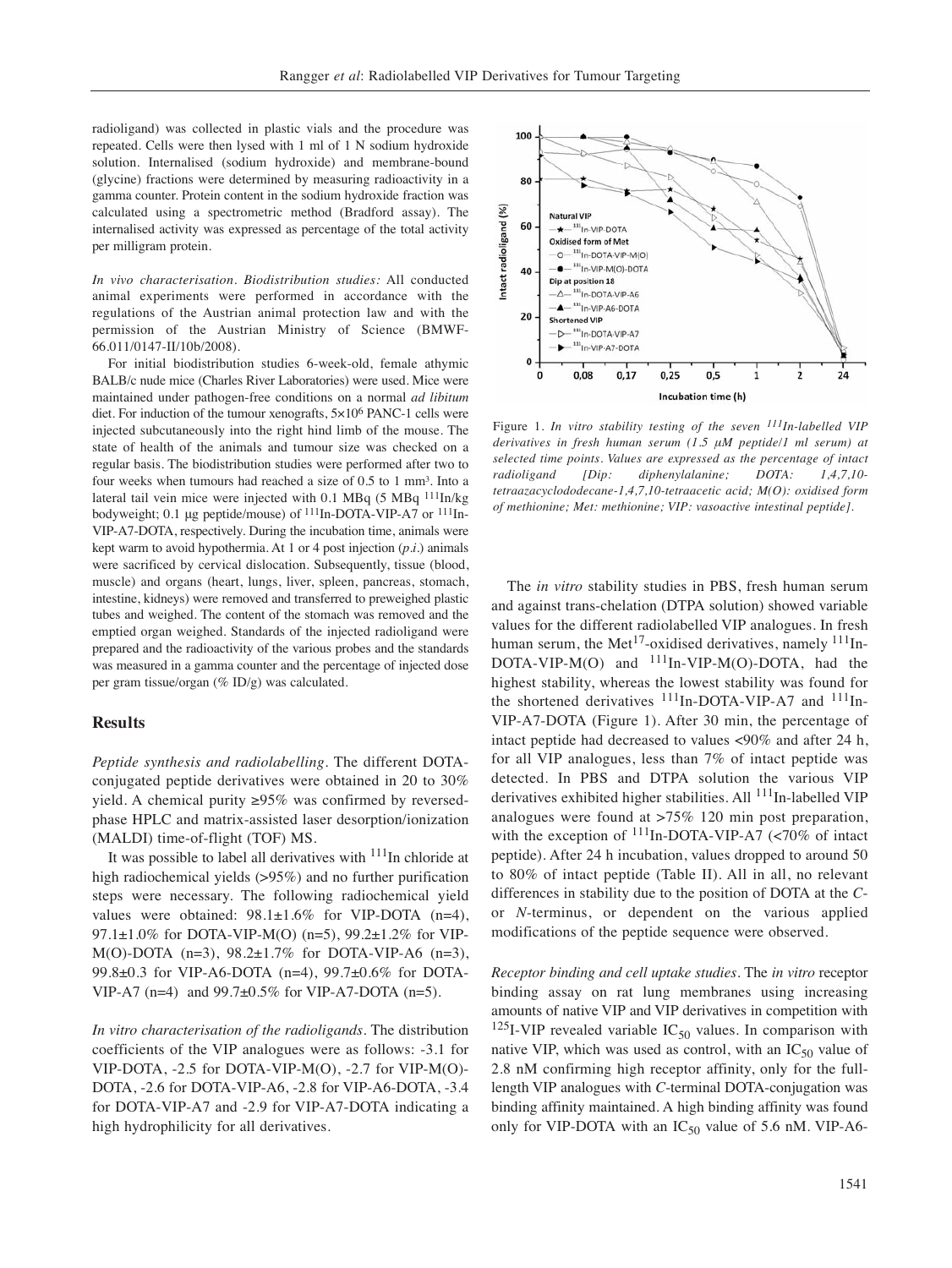radioligand) was collected in plastic vials and the procedure was repeated. Cells were then lysed with 1 ml of 1 N sodium hydroxide solution. Internalised (sodium hydroxide) and membrane-bound (glycine) fractions were determined by measuring radioactivity in a gamma counter. Protein content in the sodium hydroxide fraction was calculated using a spectrometric method (Bradford assay). The internalised activity was expressed as percentage of the total activity per milligram protein.

*In vivo characterisation. Biodistribution studies:* All conducted animal experiments were performed in accordance with the regulations of the Austrian animal protection law and with the permission of the Austrian Ministry of Science (BMWF-66.011/0147-II/10b/2008).

For initial biodistribution studies 6-week-old, female athymic BALB/c nude mice (Charles River Laboratories) were used. Mice were maintained under pathogen-free conditions on a normal *ad libitum* diet. For induction of the tumour xenografts, $5 \times 10^6$ PANC-1 cells were injected subcutaneously into the right hind limb of the mouse. The state of health of the animals and tumour size was checked on a regular basis. The biodistribution studies were performed after two to four weeks when tumours had reached a size of 0.5 to 1 $mm^3$. Into a lateral tail vein mice were injected with 0.1 MBq (5 MBq $^{111}In$/kg bodyweight; 0.1 μg peptide/mouse) of $^{111}In$-DOTA-VIP-A7 or $^{111}In$-VIP-A7-DOTA, respectively. During the incubation time, animals were kept warm to avoid hypothermia. At 1 or 4 post injection (*p.i.*) animals were sacrificed by cervical dislocation. Subsequently, tissue (blood, muscle) and organs (heart, lungs, liver, spleen, pancreas, stomach, intestine, kidneys) were removed and transferred to preweighed plastic tubes and weighed. The content of the stomach was removed and the emptied organ weighed. Standards of the injected radioligand were prepared and the radioactivity of the various probes and the standards was measured in a gamma counter and the percentage of injected dose per gram tissue/organ (% ID/g) was calculated.

## Results

*Peptide synthesis and radiolabelling.* The different DOTA-conjugated peptide derivatives were obtained in 20 to 30% yield. A chemical purity ≥95% was confirmed by reversed-phase HPLC and matrix-assisted laser desorption/ionization (MALDI) time-of-flight (TOF) MS.

It was possible to label all derivatives with $^{111}In$ chloride at high radiochemical yields (>95%) and no further purification steps were necessary. The following radiochemical yield values were obtained: 98.1±1.6% for VIP-DOTA (n=4), 97.1±1.0% for DOTA-VIP-M(O) (n=5), 99.2±1.2% for VIP-M(O)-DOTA (n=3), 98.2±1.7% for DOTA-VIP-A6 (n=3), 99.8±0.3 for VIP-A6-DOTA (n=4), 99.7±0.6% for DOTA-VIP-A7 (n=4) and 99.7±0.5% for VIP-A7-DOTA (n=5).

*In vitro characterisation of the radioligands.* The distribution coefficients of the VIP analogues were as follows: -3.1 for VIP-DOTA, -2.5 for DOTA-VIP-M(O), -2.7 for VIP-M(O)-DOTA, -2.6 for DOTA-VIP-A6, -2.8 for VIP-A6-DOTA, -3.4 for DOTA-VIP-A7 and -2.9 for VIP-A7-DOTA indicating high hydrophilicity for all derivatives.

Figure 1. *In vitro stability testing of the seven $^{111}In$-labelled VIP derivatives in fresh human serum (1.5 μM peptide/1 ml serum) at selected time points. Values are expressed as the percentage of intact radioligand [Dip: diphenylalanine; DOTA: 1,4,7,10-tetraazacyclododecane-1,4,7,10-tetraacetic acid; M(O): oxidised form of methionine; Met: methionine; VIP: vasoactive intestinal peptide].*

The *in vitro* stability studies in PBS, fresh human serum and against trans-chelation (DTPA solution) showed variable values for the different radiolabelled VIP analogues. In fresh human serum, the $Met^{17}$-oxidised derivatives, namely $^{111}In$-DOTA-VIP-M(O) and $^{111}In$-VIP-M(O)-DOTA, had the highest stability, whereas the lowest stability was found for the shortened derivatives $^{111}In$-DOTA-VIP-A7 and $^{111}In$-VIP-A7-DOTA (Figure 1). After 30 min, the percentage of intact peptide had decreased to values <90% and after 24 h, for all VIP analogues, less than 7% of intact peptide was detected. In PBS and DTPA solution the various VIP derivatives exhibited higher stabilities. All $^{111}In$-labelled VIP analogues were found at >75% 120 min post preparation, with the exception of $^{111}In$-DOTA-VIP-A7 (<70% of intact peptide). After 24 h incubation, values dropped to around 50 to 80% of intact peptide (Table II). All in all, no relevant differences in stability due to the position of DOTA at the *C*- or *N*-terminus, or dependent on the various applied modifications of the peptide sequence were observed.

*Receptor binding and cell uptake studies.* The *in vitro* receptor binding assay on rat lung membranes using increasing amounts of native VIP and VIP derivatives in competition with $^{125}I$-VIP revealed variable $IC_{50}$ values. In comparison with native VIP, which was used as control, with an $IC_{50}$ value of 2.8 nM confirming high receptor affinity, only for the full-length VIP analogues with *C*-terminal DOTA-conjugation was binding affinity maintained. A high binding affinity was found only for VIP-DOTA with an $IC_{50}$ value of 5.6 nM. VIP-A6-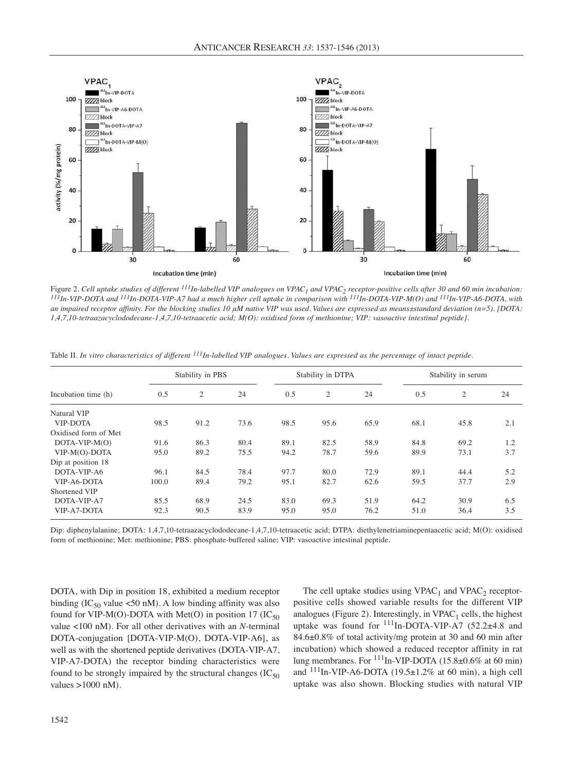Figure 2. *Cell uptake studies of different $^{111}$In-labelled VIP analogues on $VPAC_1$ and $VPAC_2$ receptor-positive cells after 30 and 60 min incubation: $^{111}$In-VIP-DOTA and $^{111}$In-DOTA-VIP-A7 had a much higher cell uptake in comparison with $^{111}$In-DOTA-VIP-M(O) and $^{111}$In-VIP-A6-DOTA, with an impaired receptor affinity. For the blocking studies 10 μM native VIP was used. Values are expressed as means±standard deviation (n=5). [DOTA: 1,4,7,10-tetraazacyclododecane-1,4,7,10-tetraacetic acid; M(O): oxidised form of methionine; VIP: vasoactive intestinal peptide].*

Table II. *In vitro characteristics of different $^{111}$In-labelled VIP analogues. Values are expressed as the percentage of intact peptide.*

| | Stability in PBS | | | Stability in DTPA | | | Stability in serum | | |
|---|---|---|---|---|---|---|---|---|---|
| Incubation time (h) | 0.5 | 2 | 24 | 0.5 | 2 | 24 | 0.5 | 2 | 24 |
| Natural VIP | | | | | | | | | |
| VIP-DOTA | 98.5 | 91.2 | 73.6 | 98.5 | 95.6 | 65.9 | 68.1 | 45.8 | 2.1 |
| Oxidised form of Met | | | | | | | | | |
| DOTA-VIP-M(O) | 91.6 | 86.3 | 80.4 | 89.1 | 82.5 | 58.9 | 84.8 | 69.2 | 1.2 |
| VIP-M(O)-DOTA | 95.0 | 89.2 | 75.5 | 94.2 | 78.7 | 59.6 | 89.9 | 73.1 | 3.7 |
| Dip at position 18 | | | | | | | | | |
| DOTA-VIP-A6 | 96.1 | 84.5 | 78.4 | 97.7 | 80.0 | 72.9 | 89.1 | 44.4 | 5.2 |
| VIP-A6-DOTA | 100.0 | 89.4 | 79.2 | 95.1 | 82.7 | 62.6 | 59.5 | 37.7 | 2.9 |
| Shortened VIP | | | | | | | | | |
| DOTA-VIP-A7 | 85.5 | 68.9 | 24.5 | 83.0 | 69.3 | 51.9 | 64.2 | 30.9 | 6.5 |
| VIP-A7-DOTA | 92.3 | 90.5 | 83.9 | 95.0 | 95.0 | 76.2 | 51.0 | 36.4 | 3.5 |

Dip: diphenylalanine; DOTA: 1,4,7,10-tetraazacyclododecane-1,4,7,10-tetraacetic acid; DTPA: diethylenetriaminepentaacetic acid; M(O): oxidised form of methionine; Met: methionine; PBS: phosphate-buffered saline; VIP: vasoactive intestinal peptide.

DOTA, with Dip in position 18, exhibited a medium receptor binding ($IC_{50}$ value <50 nM). A low binding affinity was also found for VIP-M(O)-DOTA with Met(O) in position 17 ($IC_{50}$ value <100 nM). For all other derivatives with an *N*-terminal DOTA-conjugation [DOTA-VIP-M(O), DOTA-VIP-A6], as well as with the shortened peptide derivatives (DOTA-VIP-A7, VIP-A7-DOTA) the receptor binding characteristics were found to be strongly impaired by the structural changes ($IC_{50}$ values >1000 nM).

The cell uptake studies using $VPAC_1$ and $VPAC_2$ receptor-positive cells showed variable results for the different VIP analogues (Figure 2). Interestingly, in $VPAC_1$ cells, the highest uptake was found for $^{111}$In-DOTA-VIP-A7 (52.2±4.8 and 84.6±0.8% of total activity/mg protein at 30 and 60 min after incubation) which showed a reduced receptor affinity in rat lung membranes. For $^{111}$In-VIP-DOTA (15.8±0.6% at 60 min) and $^{111}$In-VIP-A6-DOTA (19.5±1.2% at 60 min), a high cell uptake was also shown. Blocking studies with natural VIP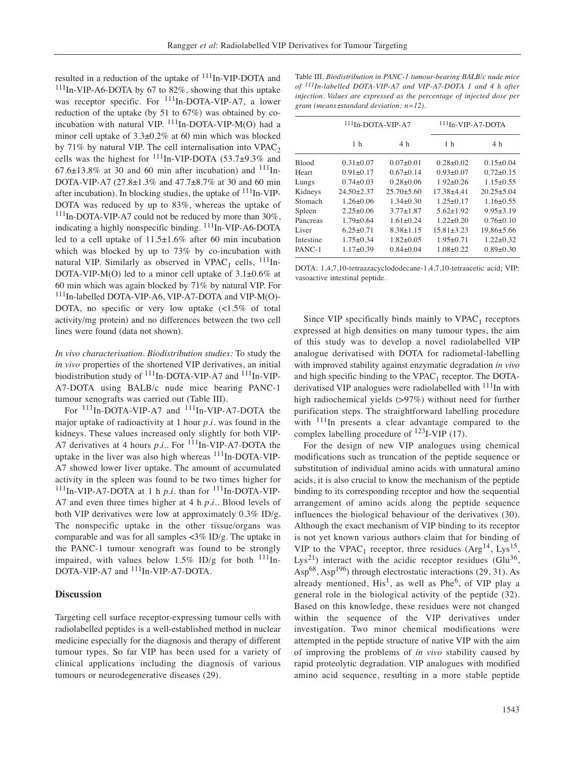resulted in a reduction of the uptake of $^{111}$In-VIP-DOTA and $^{111}$In-VIP-A6-DOTA by 67 to 82%, showing that this uptake was receptor specific. For $^{111}$In-DOTA-VIP-A7, a lower reduction of the uptake (by 51 to 67%) was obtained by co-incubation with natural VIP. $^{111}$In-DOTA-VIP-M(O) had a minor cell uptake of 3.3±0.2% at 60 min which was blocked by 71% by natural VIP. The cell internalisation into $VPAC_2$ cells was the highest for $^{111}$In-VIP-DOTA (53.7±9.3% and 67.6±13.8% at 30 and 60 min after incubation) and $^{111}$In-DOTA-VIP-A7 (27.8±1.3% and 47.7±8.7% at 30 and 60 min after incubation). In blocking studies, the uptake of $^{111}$In-VIP-DOTA was reduced by up to 83%, whereas the uptake of $^{111}$In-DOTA-VIP-A7 could not be reduced by more than 30%, indicating a highly nonspecific binding. $^{111}$In-VIP-A6-DOTA led to a cell uptake of 11.5±1.6% after 60 min incubation which was blocked by up to 73% by co-incubation with natural VIP. Similarly as observed in $VPAC_1$ cells, $^{111}$In-DOTA-VIP-M(O) led to a minor cell uptake of 3.1±0.6% at 60 min which was again blocked by 71% by natural VIP. For $^{111}$In-labelled DOTA-VIP-A6, VIP-A7-DOTA and VIP-M(O)-DOTA, no specific or very low uptake (<1.5% of total activity/mg protein) and no differences between the two cell lines were found (data not shown).

*In vivo characterisation. Biodistribution studies:* To study the *in vivo* properties of the shortened VIP derivatives, an initial biodistribution study of $^{111}$In-DOTA-VIP-A7 and $^{111}$In-VIP-A7-DOTA using BALB/c nude mice bearing PANC-1 tumour xenografts was carried out (Table III).

For $^{111}$In-DOTA-VIP-A7 and $^{111}$In-VIP-A7-DOTA the major uptake of radioactivity at 1 hour *p.i.* was found in the kidneys. These values increased only slightly for both VIP-A7 derivatives at 4 hours *p.i.*. For $^{111}$In-VIP-A7-DOTA the uptake in the liver was also high whereas $^{111}$In-DOTA-VIP-A7 showed lower liver uptake. The amount of accumulated activity in the spleen was found to be two times higher for $^{111}$In-VIP-A7-DOTA at 1 h *p.i.* than for $^{111}$In-DOTA-VIP-A7 and even three times higher at 4 h *p.i.*. Blood levels of both VIP derivatives were low at approximately 0.3% ID/g. The nonspecific uptake in the other tissue/organs was comparable and was for all samples <3% ID/g. The uptake in the PANC-1 tumour xenograft was found to be strongly impaired, with values below 1.5% ID/g for both $^{111}$In-DOTA-VIP-A7 and $^{111}$In-VIP-A7-DOTA.

Table III. *Biodistribution in PANC-1 tumour-bearing BALB/c nude mice of $^{111}$In-labelled DOTA-VIP-A7 and VIP-A7-DOTA 1 and 4 h after injection. Values are expressed as the percentage of injected dose per gram (means±standard deviation; n=12).*

| | $^{111}$In-DOTA-VIP-A7 | | $^{111}$In-VIP-A7-DOTA | |
|---|---|---|---|---|
| | 1 h | 4 h | 1 h | 4 h |
| Blood | 0.31±0.07 | 0.07±0.01 | 0.28±0.02 | 0.15±0.04 |
| Heart | 0.91±0.17 | 0.67±0.14 | 0.93±0.07 | 0.72±0.15 |
| Lungs | 0.74±0.03 | 0.28±0.06 | 1.92±0.26 | 1.15±0.55 |
| Kidneys | 24.50±2.37 | 25.70±5.60 | 17.38±4.41 | 20.25±5.04 |
| Stomach | 1.26±0.06 | 1.34±0.30 | 1.25±0.17 | 1.16±0.55 |
| Spleen | 2.25±0.06 | 3.77±1.87 | 5.62±1.92 | 9.95±3.19 |
| Pancreas | 1.79±0.64 | 1.61±0.24 | 1.22±0.20 | 0.76±0.10 |
| Liver | 6.25±0.71 | 8.38±1.15 | 15.81±3.23 | 19.86±5.66 |
| Intestine | 1.75±0.34 | 1.82±0.05 | 1.95±0.71 | 1.22±0.32 |
| PANC-1 | 1.17±0.39 | 0.84±0.04 | 1.08±0.22 | 0.89±0.30 |

DOTA: 1,4,7,10-tetraazacyclododecane-1,4,7,10-tetraacetic acid; VIP: vasoactive intestinal peptide.

## Discussion

Targeting cell surface receptor-expressing tumour cells with radiolabelled peptides is a well-established method in nuclear medicine especially for the diagnosis and therapy of different tumour types. So far VIP has been used for a variety of clinical applications including the diagnosis of various tumours or neurodegenerative diseases (29).

Since VIP specifically binds mainly to $VPAC_1$ receptors expressed at high densities on many tumour types, the aim of this study was to develop a novel radiolabelled VIP analogue derivatised with DOTA for radiometal-labelling with improved stability against enzymatic degradation *in vivo* and high specific binding to the $VPAC_1$ receptor. The DOTA-derivatised VIP analogues were radiolabelled with $^{111}$In with high radiochemical yields (>97%) without need for further purification steps. The straightforward labelling procedure with $^{111}$In presents a clear advantage compared to the complex labelling procedure of $^{123}$I-VIP (17).

For the design of new VIP analogues using chemical modifications such as truncation of the peptide sequence or substitution of individual amino acids with unnatural amino acids, it is also crucial to know the mechanism of the peptide binding to its corresponding receptor and how the sequential arrangement of amino acids along the peptide sequence influences the biological behaviour of the derivatives (30). Although the exact mechanism of VIP binding to its receptor is not yet known various authors claim that for binding of VIP to the $VPAC_1$ receptor, three residues ($Arg^{14}$, $Lys^{15}$, $Lys^{21}$) interact with the acidic receptor residues ($Glu^{36}$, $Asp^{68}$, $Asp^{196}$) through electrostatic interactions (29, 31). As already mentioned, $His^{1}$, as well as $Phe^{6}$, of VIP play a general role in the biological activity of the peptide (32). Based on this knowledge, these residues were not changed within the sequence of the VIP derivatives under investigation. Two minor chemical modifications were attempted in the peptide structure of native VIP with the aim of improving the problems of *in vivo* stability caused by rapid proteolytic degradation. VIP analogues with modified amino acid sequence, resulting in a more stable peptide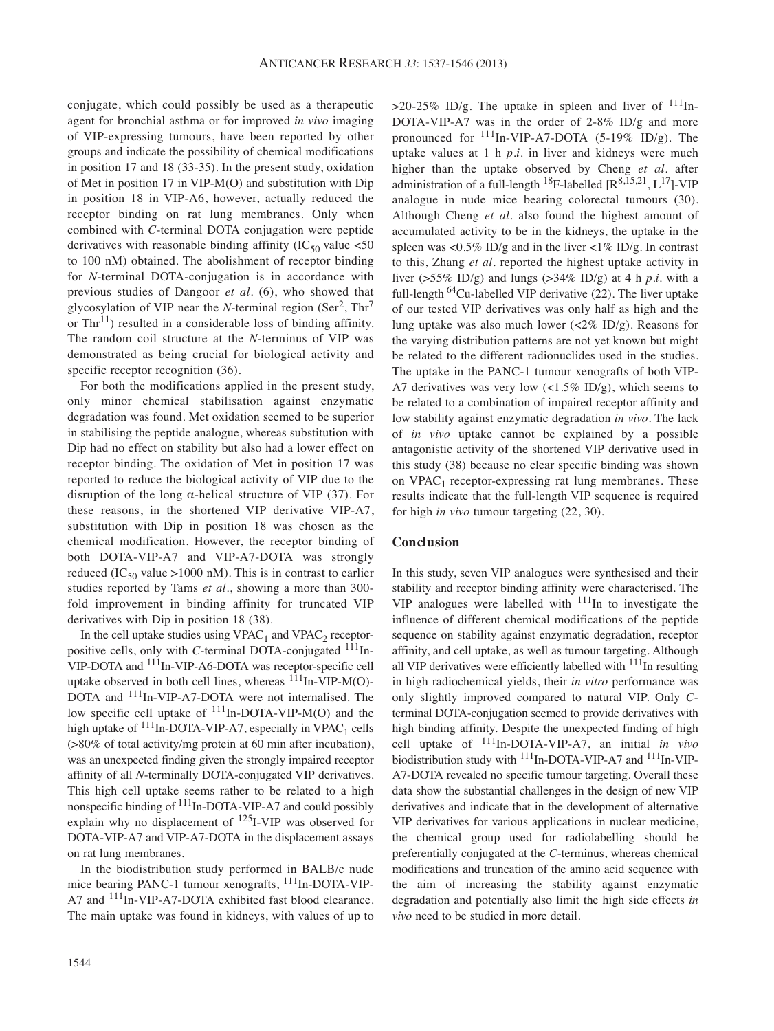conjugate, which could possibly be used as a therapeutic agent for bronchial asthma or for improved *in vivo* imaging of VIP-expressing tumours, have been reported by other groups and indicate the possibility of chemical modifications in position 17 and 18 (33-35). In the present study, oxidation of Met in position 17 in VIP-M(O) and substitution with Dip in position 18 in VIP-A6, however, actually reduced the receptor binding on rat lung membranes. Only when combined with *C*-terminal DOTA conjugation were peptide derivatives with reasonable binding affinity ($IC_{50}$ value <50 to 100 nM) obtained. The abolishment of receptor binding for *N*-terminal DOTA-conjugation is in accordance with previous studies of Dangoor *et al*. (6), who showed that glycosylation of VIP near the *N*-terminal region ($Ser^2$, $Thr^7$ or $Thr^{11}$) resulted in a considerable loss of binding affinity. The random coil structure at the *N*-terminus of VIP was demonstrated as being crucial for biological activity and specific receptor recognition (36).

For both the modifications applied in the present study, only minor chemical stabilisation against enzymatic degradation was found. Met oxidation seemed to be superior in stabilising the peptide analogue, whereas substitution with Dip had no effect on stability but also had a lower effect on receptor binding. The oxidation of Met in position 17 was reported to reduce the biological activity of VIP due to the disruption of the long $\alpha$-helical structure of VIP (37). For these reasons, in the shortened VIP derivative VIP-A7, substitution with Dip in position 18 was chosen as the chemical modification. However, the receptor binding of both DOTA-VIP-A7 and VIP-A7-DOTA was strongly reduced ($IC_{50}$ value >1000 nM). This is in contrast to earlier studies reported by Tams *et al*., showing a more than 300-fold improvement in binding affinity for truncated VIP derivatives with Dip in position 18 (38).

In the cell uptake studies using $VPAC_1$ and $VPAC_2$ receptor-positive cells, only with *C*-terminal DOTA-conjugated $^{111}$In-VIP-DOTA and $^{111}$In-VIP-A6-DOTA was receptor-specific cell uptake observed in both cell lines, whereas $^{111}$In-VIP-M(O)-DOTA and $^{111}$In-VIP-A7-DOTA were not internalised. The low specific cell uptake of $^{111}$In-DOTA-VIP-M(O) and the high uptake of $^{111}$In-DOTA-VIP-A7, especially in $VPAC_1$ cells (>80% of total activity/mg protein at 60 min after incubation), was an unexpected finding given the strongly impaired receptor affinity of all *N*-terminally DOTA-conjugated VIP derivatives. This high cell uptake seems rather to be related to a high nonspecific binding of $^{111}$In-DOTA-VIP-A7 and could possibly explain why no displacement of $^{125}$I-VIP was observed for DOTA-VIP-A7 and VIP-A7-DOTA in the displacement assays on rat lung membranes.

In the biodistribution study performed in BALB/c nude mice bearing PANC-1 tumour xenografts, $^{111}$In-DOTA-VIP-A7 and $^{111}$In-VIP-A7-DOTA exhibited fast blood clearance. The main uptake was found in kidneys, with values of up to >20-25% ID/g. The uptake in spleen and liver of $^{111}$In-DOTA-VIP-A7 was in the order of 2-8% ID/g and more pronounced for $^{111}$In-VIP-A7-DOTA (5-19% ID/g). The uptake values at 1 h *p.i.* in liver and kidneys were much higher than the uptake observed by Cheng *et al*. after administration of a full-length $^{18}$F-labelled [$R^{8,15,21}$, $L^{17}$]-VIP analogue in nude mice bearing colorectal tumours (30). Although Cheng *et al*. also found the highest amount of accumulated activity to be in the kidneys, the uptake in the spleen was <0.5% ID/g and in the liver <1% ID/g. In contrast to this, Zhang *et al*. reported the highest uptake activity in liver (>55% ID/g) and lungs (>34% ID/g) at 4 h *p.i.* with a full-length $^{64}$Cu-labelled VIP derivative (22). The liver uptake of our tested VIP derivatives was only half as high and the lung uptake was also much lower (<2% ID/g). Reasons for the varying distribution patterns are not yet known but might be related to the different radionuclides used in the studies. The uptake in the PANC-1 tumour xenografts of both VIP-A7 derivatives was very low (<1.5% ID/g), which seems to be related to a combination of impaired receptor affinity and low stability against enzymatic degradation *in vivo*. The lack of *in vivo* uptake cannot be explained by a possible antagonistic activity of the shortened VIP derivative used in this study (38) because no clear specific binding was shown on $VPAC_1$ receptor-expressing rat lung membranes. These results indicate that the full-length VIP sequence is required for high *in vivo* tumour targeting (22, 30).

## Conclusion

In this study, seven VIP analogues were synthesised and their stability and receptor binding affinity were characterised. The VIP analogues were labelled with $^{111}$In to investigate the influence of different chemical modifications of the peptide sequence on stability against enzymatic degradation, receptor affinity, and cell uptake, as well as tumour targeting. Although all VIP derivatives were efficiently labelled with $^{111}$In resulting in high radiochemical yields, their *in vitro* performance was only slightly improved compared to natural VIP. Only *C*-terminal DOTA-conjugation seemed to provide derivatives with high binding affinity. Despite the unexpected finding of high cell uptake of $^{111}$In-DOTA-VIP-A7, an initial *in vivo* biodistribution study with $^{111}$In-DOTA-VIP-A7 and $^{111}$In-VIP-A7-DOTA revealed no specific tumour targeting. Overall these data show the substantial challenges in the design of new VIP derivatives and indicate that in the development of alternative VIP derivatives for various applications in nuclear medicine, the chemical group used for radiolabelling should be preferentially conjugated at the *C*-terminus, whereas chemical modifications and truncation of the amino acid sequence with the aim of increasing the stability against enzymatic degradation and potentially also limit the high side effects *in vivo* need to be studied in more detail.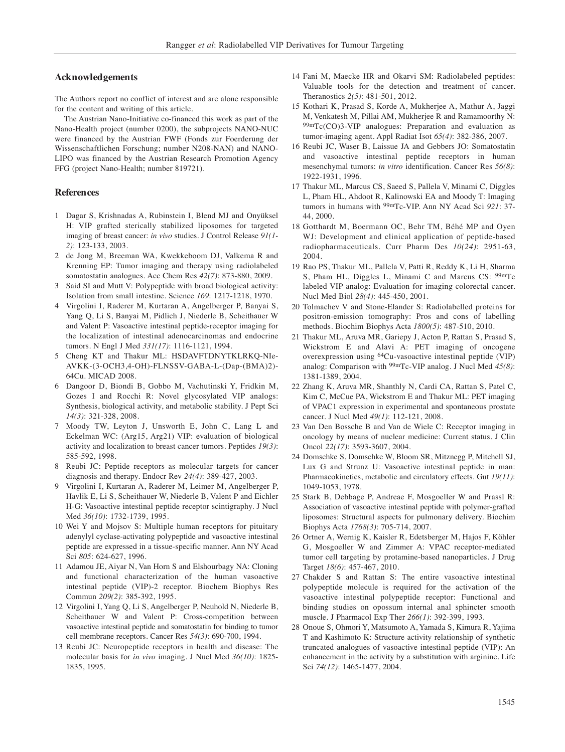## Acknowledgements

The Authors report no conflict of interest and are alone responsible for the content and writing of this article.

The Austrian Nano-Initiative co-financed this work as part of the Nano-Health project (number 0200), the subprojects NANO-NUC were financed by the Austrian FWF (Fonds zur Foerderung der Wissenschaftlichen Forschung; number N208-NAN) and NANO-LIPO was financed by the Austrian Research Promotion Agency FFG (project Nano-Health; number 819721).

## References

1. Dagar S, Krishnadas A, Rubinstein I, Blend MJ and Onyüksel H: VIP grafted sterically stabilized liposomes for targeted imaging of breast cancer: *in vivo* studies. J Control Release *91(1-2)*: 123-133, 2003.
2. de Jong M, Breeman WA, Kwekkeboom DJ, Valkema R and Krenning EP: Tumor imaging and therapy using radiolabeled somatostatin analogues. Acc Chem Res *42(7)*: 873-880, 2009.
3. Said SI and Mutt V: Polypeptide with broad biological activity: Isolation from small intestine. Science *169*: 1217-1218, 1970.
4. Virgolini I, Raderer M, Kurtaran A, Angelberger P, Banyai S, Yang Q, Li S, Banyai M, Pidlich J, Niederle B, Scheithauer W and Valent P: Vasoactive intestinal peptide-receptor imaging for the localization of intestinal adenocarcinomas and endocrine tumors. N Engl J Med *331(17)*: 1116-1121, 1994.
5. Cheng KT and Thakur ML: HSDAVFTDNYTKLRKQ-NIe-AVKK-(3-OCH3,4-OH)-FLNSSV-GABA-L-(Dap-(BMA)2)-64Cu. MICAD 2008.
6. Dangoor D, Biondi B, Gobbo M, Vachutinski Y, Fridkin M, Gozes I and Rocchi R: Novel glycosylated VIP analogs: Synthesis, biological activity, and metabolic stability. J Pept Sci *14(3)*: 321-328, 2008.
7. Moody TW, Leyton J, Unsworth E, John C, Lang L and Eckelman WC: (Arg15, Arg21) VIP: evaluation of biological activity and localization to breast cancer tumors. Peptides *19(3)*: 585-592, 1998.
8. Reubi JC: Peptide receptors as molecular targets for cancer diagnosis and therapy. Endocr Rev *24(4)*: 389-427, 2003.
9. Virgolini I, Kurtaran A, Raderer M, Leimer M, Angelberger P, Havlik E, Li S, Scheithauer W, Niederle B, Valent P and Eichler H-G: Vasoactive intestinal peptide receptor scintigraphy. J Nucl Med *36(10)*: 1732-1739, 1995.
10. Wei Y and Mojsov S: Multiple human receptors for pituitary adenylyl cyclase-activating polypeptide and vasoactive intestinal peptide are expressed in a tissue-specific manner. Ann NY Acad Sci *805*: 624-627, 1996.
11. Adamou JE, Aiyar N, Van Horn S and Elshourbagy NA: Cloning and functional characterization of the human vasoactive intestinal peptide (VIP)-2 receptor. Biochem Biophys Res Commun *209(2)*: 385-392, 1995.
12. Virgolini I, Yang Q, Li S, Angelberger P, Neuhold N, Niederle B, Scheithauer W and Valent P: Cross-competition between vasoactive intestinal peptide and somatostatin for binding to tumor cell membrane receptors. Cancer Res *54(3)*: 690-700, 1994.
13. Reubi JC: Neuropeptide receptors in health and disease: The molecular basis for *in vivo* imaging. J Nucl Med *36(10)*: 1825-1835, 1995.
14. Fani M, Maecke HR and Okarvi SM: Radiolabeled peptides: Valuable tools for the detection and treatment of cancer. Theranostics *2(5)*: 481-501, 2012.
15. Kothari K, Prasad S, Korde A, Mukherjee A, Mathur A, Jaggi M, Venkatesh M, Pillai AM, Mukherjee R and Ramamoorthy N: $^{99m}$Tc(CO)3-VIP analogues: Preparation and evaluation as tumor-imaging agent. Appl Radiat Isot *65(4)*: 382-386, 2007.
16. Reubi JC, Waser B, Laissue JA and Gebbers JO: Somatostatin and vasoactive intestinal peptide receptors in human mesenchymal tumors: *in vitro* identification. Cancer Res *56(8)*: 1922-1931, 1996.
17. Thakur ML, Marcus CS, Saeed S, Pallela V, Minami C, Diggles L, Pham HL, Ahdoot R, Kalinowski EA and Moody T: Imaging tumors in humans with $^{99m}$Tc-VIP. Ann NY Acad Sci *921*: 37-44, 2000.
18. Gotthardt M, Boermann OC, Behr TM, Béhé MP and Oyen WJ: Development and clinical application of peptide-based radiopharmaceuticals. Curr Pharm Des *10(24)*: 2951-63, 2004.
19. Rao PS, Thakur ML, Pallela V, Patti R, Reddy K, Li H, Sharma S, Pham HL, Diggles L, Minami C and Marcus CS: $^{99m}$Tc labeled VIP analog: Evaluation for imaging colorectal cancer. Nucl Med Biol *28(4)*: 445-450, 2001.
20. Tolmachev V and Stone-Elander S: Radiolabelled proteins for positron-emission tomography: Pros and cons of labelling methods. Biochim Biophys Acta *1800(5)*: 487-510, 2010.
21. Thakur ML, Aruva MR, Gariepy J, Acton P, Rattan S, Prasad S, Wickstrom E and Alavi A: PET imaging of oncogene overexpression using $^{64}$Cu-vasoactive intestinal peptide (VIP) analog: Comparison with $^{99m}$Tc-VIP analog. J Nucl Med *45(8)*: 1381-1389, 2004.
22. Zhang K, Aruva MR, Shanthly N, Cardi CA, Rattan S, Patel C, Kim C, McCue PA, Wickstrom E and Thakur ML: PET imaging of VPAC1 expression in experimental and spontaneous prostate cancer. J Nucl Med *49(1)*: 112-121, 2008.
23. Van Den Bossche B and Van de Wiele C: Receptor imaging in oncology by means of nuclear medicine: Current status. J Clin Oncol *22(17)*: 3593-3607, 2004.
24. Domschke S, Domschke W, Bloom SR, Mitznegg P, Mitchell SJ, Lux G and Strunz U: Vasoactive intestinal peptide in man: Pharmacokinetics, metabolic and circulatory effects. Gut *19(11)*: 1049-1053, 1978.
25. Stark B, Debbage P, Andreae F, Mosgoeller W and Prassl R: Association of vasoactive intestinal peptide with polymer-grafted liposomes: Structural aspects for pulmonary delivery. Biochim Biophys Acta *1768(3)*: 705-714, 2007.
26. Ortner A, Wernig K, Kaisler R, Edetsberger M, Hajos F, Köhler G, Mosgoeller W and Zimmer A: VPAC receptor-mediated tumor cell targeting by protamine-based nanoparticles. J Drug Target *18(6)*: 457-467, 2010.
27. Chakder S and Rattan S: The entire vasoactive intestinal polypeptide molecule is required for the activation of the vasoactive intestinal polypeptide receptor: Functional and binding studies on opossum internal anal sphincter smooth muscle. J Pharmacol Exp Ther *266(1)*: 392-399, 1993.
28. Onoue S, Ohmori Y, Matsumoto A, Yamada S, Kimura R, Yajima T and Kashimoto K: Structure activity relationship of synthetic truncated analogues of vasoactive intestinal peptide (VIP): An enhancement in the activity by a substitution with arginine. Life Sci *74(12)*: 1465-1477, 2004.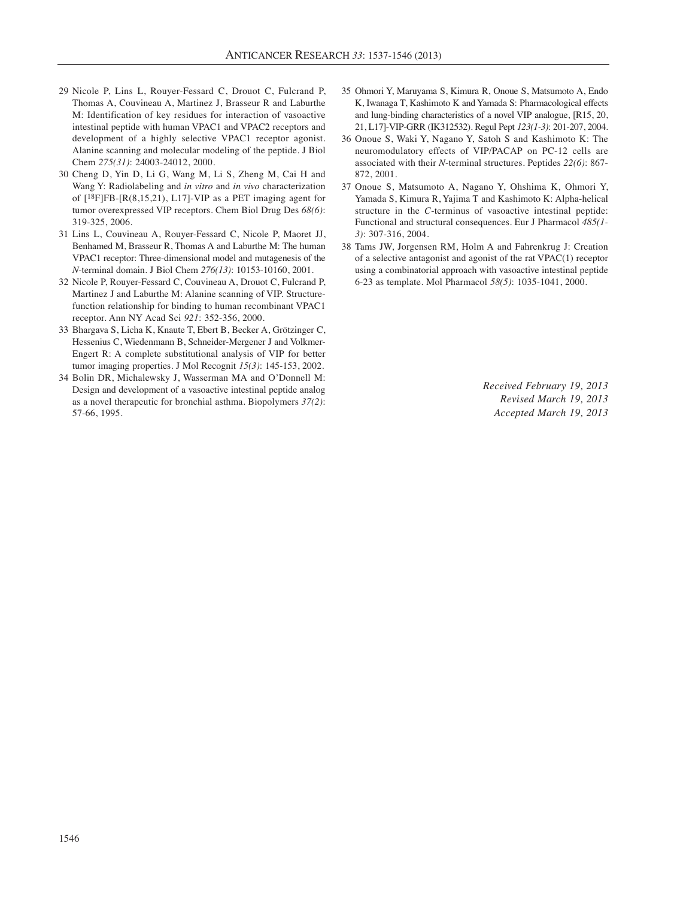29 Nicole P, Lins L, Rouyer-Fessard C, Drouot C, Fulcrand P, Thomas A, Couvineau A, Martinez J, Brasseur R and Laburthe M: Identification of key residues for interaction of vasoactive intestinal peptide with human VPAC1 and VPAC2 receptors and development of a highly selective VPAC1 receptor agonist. Alanine scanning and molecular modeling of the peptide. J Biol Chem *275(31)*: 24003-24012, 2000.

30 Cheng D, Yin D, Li G, Wang M, Li S, Zheng M, Cai H and Wang Y: Radiolabeling and *in vitro* and *in vivo* characterization of [$^{18}$F]FB-[R(8,15,21), L17]-VIP as a PET imaging agent for tumor overexpressed VIP receptors. Chem Biol Drug Des *68(6)*: 319-325, 2006.

31 Lins L, Couvineau A, Rouyer-Fessard C, Nicole P, Maoret JJ, Benhamed M, Brasseur R, Thomas A and Laburthe M: The human VPAC1 receptor: Three-dimensional model and mutagenesis of the *N*-terminal domain. J Biol Chem *276(13)*: 10153-10160, 2001.

32 Nicole P, Rouyer-Fessard C, Couvineau A, Drouot C, Fulcrand P, Martinez J and Laburthe M: Alanine scanning of VIP. Structure-function relationship for binding to human recombinant VPAC1 receptor. Ann NY Acad Sci *921*: 352-356, 2000.

33 Bhargava S, Licha K, Knaute T, Ebert B, Becker A, Grötzinger C, Hessenius C, Wiedenmann B, Schneider-Mergener J and Volkmer-Engert R: A complete substitutional analysis of VIP for better tumor imaging properties. J Mol Recognit *15(3)*: 145-153, 2002.

34 Bolin DR, Michalewsky J, Wasserman MA and O'Donnell M: Design and development of a vasoactive intestinal peptide analog as a novel therapeutic for bronchial asthma. Biopolymers *37(2)*: 57-66, 1995.

35 Ohmori Y, Maruyama S, Kimura R, Onoue S, Matsumoto A, Endo K, Iwanaga T, Kashimoto K and Yamada S: Pharmacological effects and lung-binding characteristics of a novel VIP analogue, [R15, 20, 21, L17]-VIP-GRR (IK312532). Regul Pept *123(1-3)*: 201-207, 2004.

36 Onoue S, Waki Y, Nagano Y, Satoh S and Kashimoto K: The neuromodulatory effects of VIP/PACAP on PC-12 cells are associated with their *N*-terminal structures. Peptides *22(6)*: 867-872, 2001.

37 Onoue S, Matsumoto A, Nagano Y, Ohshima K, Ohmori Y, Yamada S, Kimura R, Yajima T and Kashimoto K: Alpha-helical structure in the *C*-terminus of vasoactive intestinal peptide: Functional and structural consequences. Eur J Pharmacol *485(1-3)*: 307-316, 2004.

38 Tams JW, Jorgensen RM, Holm A and Fahrenkrug J: Creation of a selective antagonist and agonist of the rat VPAC(1) receptor using a combinatorial approach with vasoactive intestinal peptide 6-23 as template. Mol Pharmacol *58(5)*: 1035-1041, 2000.

*Received February 19, 2013*
*Revised March 19, 2013*
*Accepted March 19, 2013*